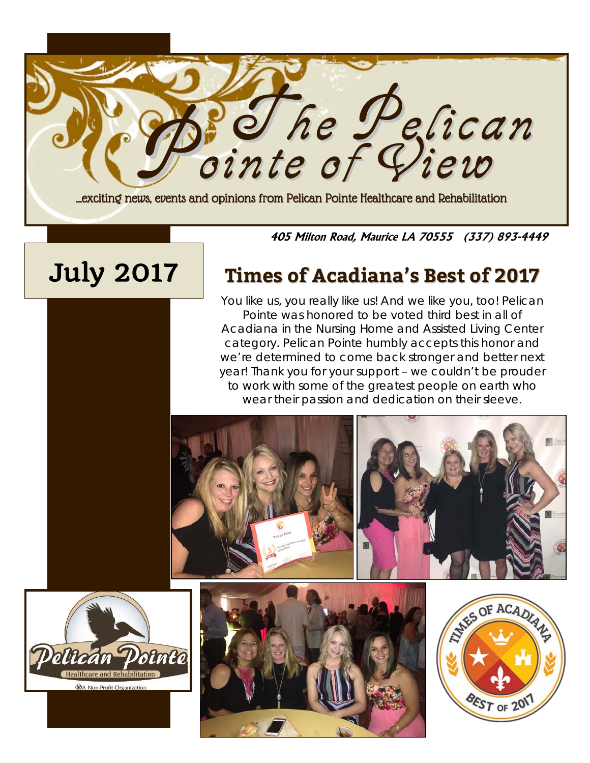# The Pelican Pointe of View

...exciting news, events and opinions from Pelican Pointe Healthcare and Rehabilitation

**405 Milton Road, Maurice LA 70555 (337) 893-4449**

## July 2017

## Times of Acadiana's Best of 2017

You like us, you really like us! And we like you, too! Pelican Pointe was honored to be voted third best in all of Acadiana in the Nursing Home and Assisted Living Center category. Pelican Pointe humbly accepts this honor and we're determined to come back stronger and better next year! Thank you for your support – we couldn't be prouder to work with some of the greatest people on earth who wear their passion and dedication on their sleeve.

Pelican Pointe Healthcare and Rehabilitation

A Non-Profit Organization

Times of Acadiana Best of 2017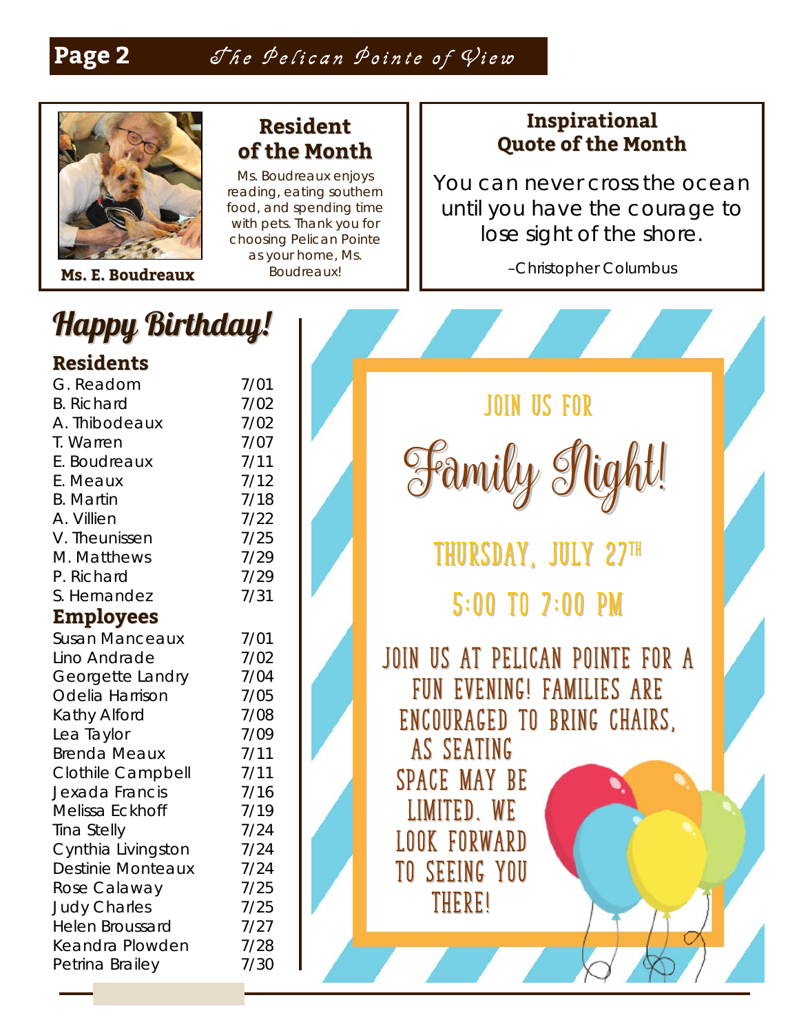## Resident of the Month

**Ms. E. Boudreaux**

Ms. Boudreaux enjoys reading, eating southern food, and spending time with pets. Thank you for choosing Pelican Pointe as your home, Ms. Boudreaux!

## Inspirational Quote of the Month

You can never cross the ocean until you have the courage to lose sight of the shore.

–Christopher Columbus

# Happy Birthday!

### Residents

| | |
|---|---|
| G. Readom | 7/01 |
| B. Richard | 7/02 |
| A. Thibodeaux | 7/02 |
| T. Warren | 7/07 |
| E. Boudreaux | 7/11 |
| E. Meaux | 7/12 |
| B. Martin | 7/18 |
| A. Villien | 7/22 |
| V. Theunissen | 7/25 |
| M. Matthews | 7/29 |
| P. Richard | 7/29 |
| S. Hernandez | 7/31 |

### Employees

| | |
|---|---|
| Susan Manceaux | 7/01 |
| Lino Andrade | 7/02 |
| Georgette Landry | 7/04 |
| Odelia Harrison | 7/05 |
| Kathy Alford | 7/08 |
| Lea Taylor | 7/09 |
| Brenda Meaux | 7/11 |
| Clothile Campbell | 7/11 |
| Jexada Francis | 7/16 |
| Melissa Eckhoff | 7/19 |
| Tina Stelly | 7/24 |
| Cynthia Livingston | 7/24 |
| Destinie Monteaux | 7/24 |
| Rose Calaway | 7/25 |
| Judy Charles | 7/25 |
| Helen Broussard | 7/27 |
| Keandra Plowden | 7/28 |
| Petrina Brailey | 7/30 |

JOIN US FOR

# Family Night!

**THURSDAY, JULY 27TH**

**5:00 TO 7:00 PM**

JOIN US AT PELICAN POINTE FOR A FUN EVENING! FAMILIES ARE ENCOURAGED TO BRING CHAIRS, AS SEATING SPACE MAY BE LIMITED. WE LOOK FORWARD TO SEEING YOU THERE!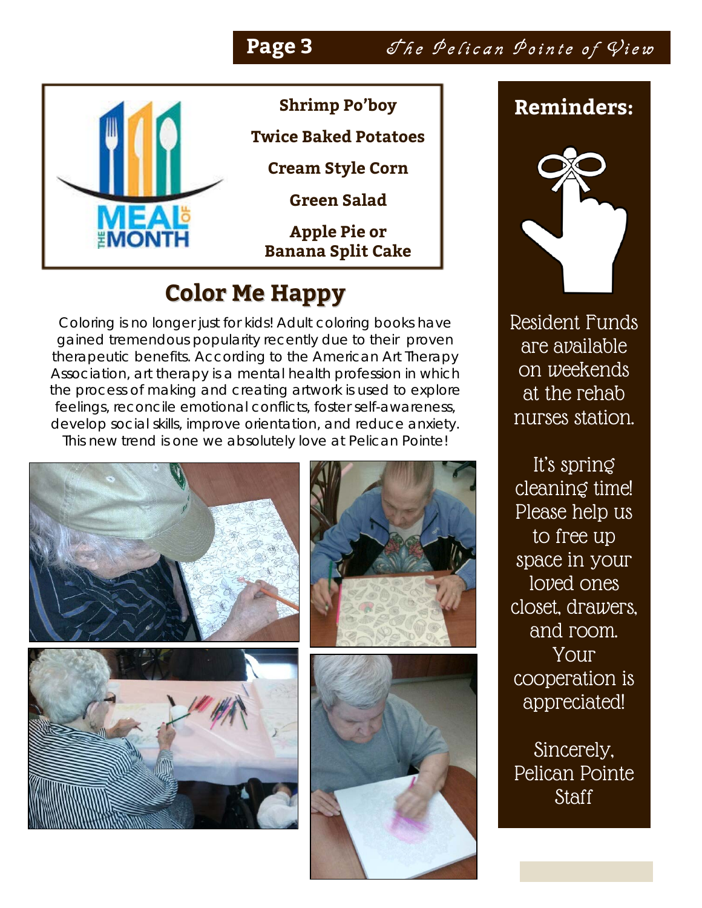## Meal of the Month

**Shrimp Po'boy**

**Twice Baked Potatoes**

**Cream Style Corn**

**Green Salad**

**Apple Pie or Banana Split Cake**

## Color Me Happy

Coloring is no longer just for kids! Adult coloring books have gained tremendous popularity recently due to their proven therapeutic benefits. According to the American Art Therapy Association, art therapy is a mental health profession in which the process of making and creating artwork is used to explore feelings, reconcile emotional conflicts, foster self-awareness, develop social skills, improve orientation, and reduce anxiety. This new trend is one we absolutely love at Pelican Pointe!

## Reminders:

Resident Funds are available on weekends at the rehab nurses station.

It's spring cleaning time! Please help us to free up space in your loved ones closet, drawers, and room. Your cooperation is appreciated!

Sincerely,
Pelican Pointe Staff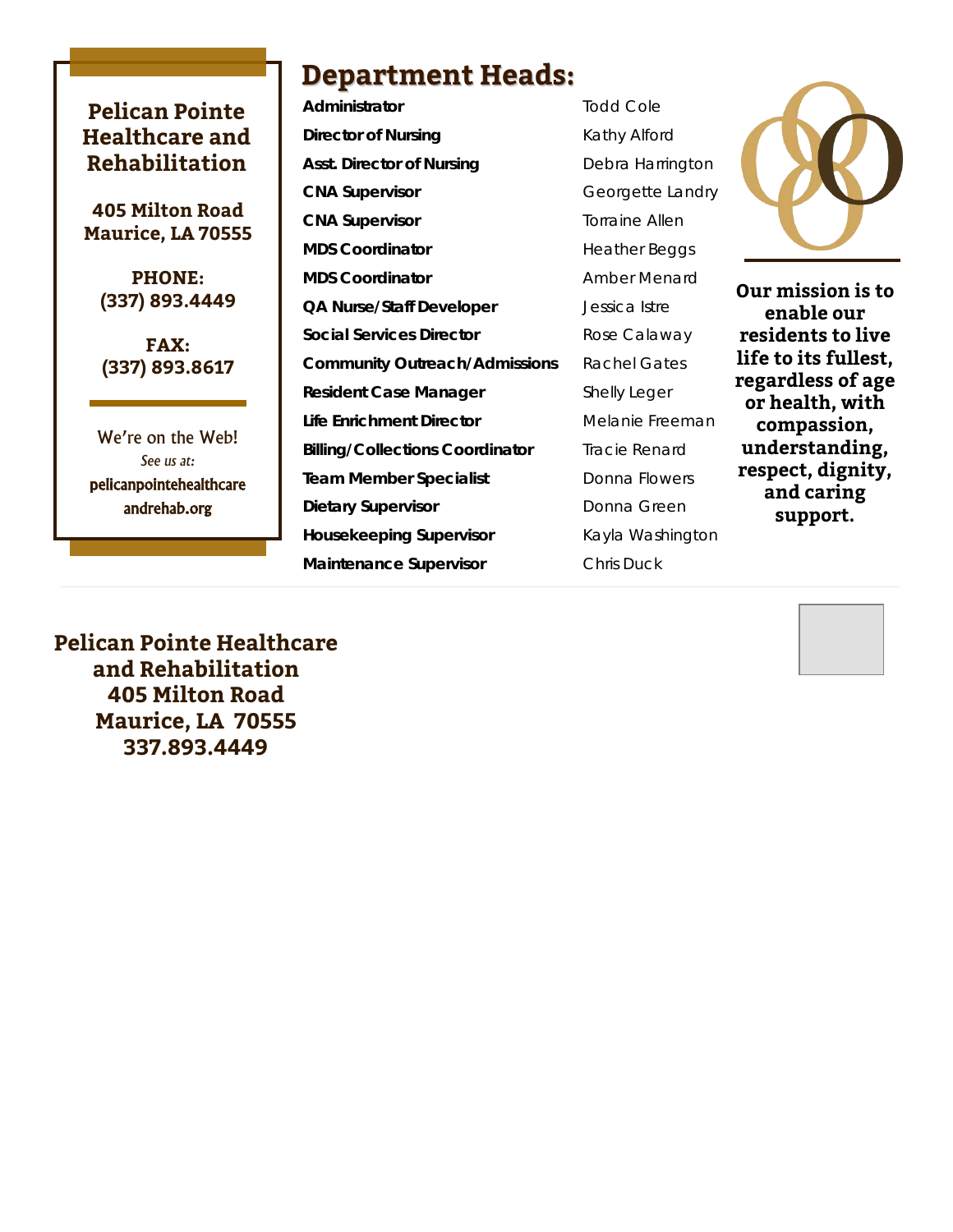**Pelican Pointe Healthcare and Rehabilitation**

**405 Milton Road**
**Maurice, LA 70555**

**PHONE:**
**(337) 893.4449**

**FAX:**
**(337) 893.8617**

We're on the Web!
*See us at:*
pelicanpointehealthcareandrehab.org

## Department Heads:

| | |
|---|---|
| **Administrator** | Todd Cole |
| **Director of Nursing** | Kathy Alford |
| **Asst. Director of Nursing** | Debra Harrington |
| **CNA Supervisor** | Georgette Landry |
| **CNA Supervisor** | Torraine Allen |
| **MDS Coordinator** | Heather Beggs |
| **MDS Coordinator** | Amber Menard |
| **QA Nurse/Staff Developer** | Jessica Istre |
| **Social Services Director** | Rose Calaway |
| **Community Outreach/Admissions** | Rachel Gates |
| **Resident Case Manager** | Shelly Leger |
| **Life Enrichment Director** | Melanie Freeman |
| **Billing/Collections Coordinator** | Tracie Renard |
| **Team Member Specialist** | Donna Flowers |
| **Dietary Supervisor** | Donna Green |
| **Housekeeping Supervisor** | Kayla Washington |
| **Maintenance Supervisor** | Chris Duck |

**Our mission is to enable our residents to live life to its fullest, regardless of age or health, with compassion, understanding, respect, dignity, and caring support.**

**Pelican Pointe Healthcare and Rehabilitation**
**405 Milton Road**
**Maurice, LA 70555**
**337.893.4449**